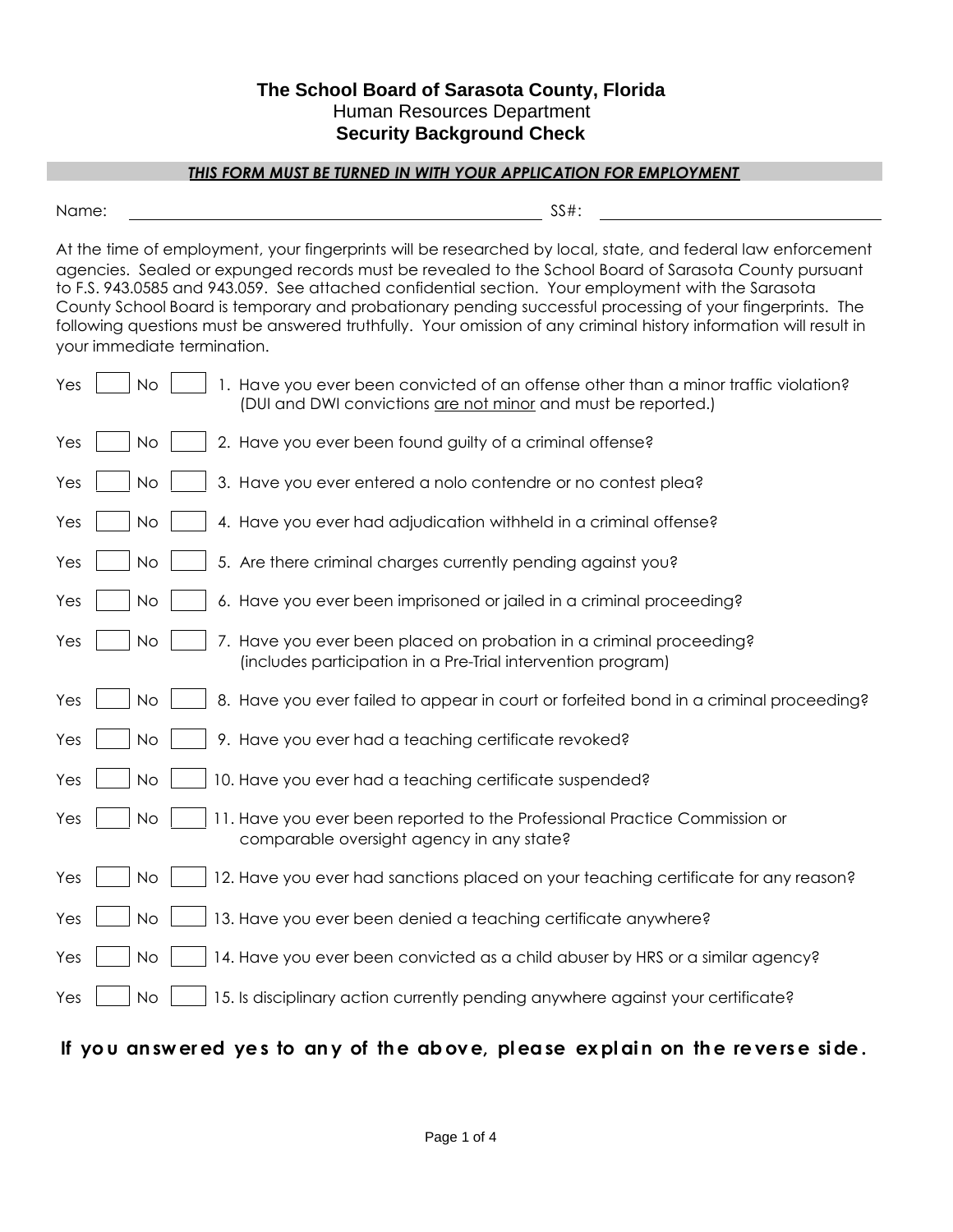**The School Board of Sarasota County, Florida**
Human Resources Department
**Security Background Check**

***THIS FORM MUST BE TURNED IN WITH YOUR APPLICATION FOR EMPLOYMENT***

Name: ______________________________ SS#: ______________________

At the time of employment, your fingerprints will be researched by local, state, and federal law enforcement agencies. Sealed or expunged records must be revealed to the School Board of Sarasota County pursuant to F.S. 943.0585 and 943.059. See attached confidential section. Your employment with the Sarasota County School Board is temporary and probationary pending successful processing of your fingerprints. The following questions must be answered truthfully. Your omission of any criminal history information will result in your immediate termination.

Yes ☐ No ☐ 1. Have you ever been convicted of an offense other than a minor traffic violation? (DUI and DWI convictions are not minor and must be reported.)

Yes ☐ No ☐ 2. Have you ever been found guilty of a criminal offense?

Yes ☐ No ☐ 3. Have you ever entered a nolo contendre or no contest plea?

Yes ☐ No ☐ 4. Have you ever had adjudication withheld in a criminal offense?

Yes ☐ No ☐ 5. Are there criminal charges currently pending against you?

Yes ☐ No ☐ 6. Have you ever been imprisoned or jailed in a criminal proceeding?

Yes ☐ No ☐ 7. Have you ever been placed on probation in a criminal proceeding? (includes participation in a Pre-Trial intervention program)

Yes ☐ No ☐ 8. Have you ever failed to appear in court or forfeited bond in a criminal proceeding?

Yes ☐ No ☐ 9. Have you ever had a teaching certificate revoked?

Yes ☐ No ☐ 10. Have you ever had a teaching certificate suspended?

Yes ☐ No ☐ 11. Have you ever been reported to the Professional Practice Commission or comparable oversight agency in any state?

Yes ☐ No ☐ 12. Have you ever had sanctions placed on your teaching certificate for any reason?

Yes ☐ No ☐ 13. Have you ever been denied a teaching certificate anywhere?

Yes ☐ No ☐ 14. Have you ever been convicted as a child abuser by HRS or a similar agency?

Yes ☐ No ☐ 15. Is disciplinary action currently pending anywhere against your certificate?

**If you answered yes to any of the above, please explain on the reverse side.**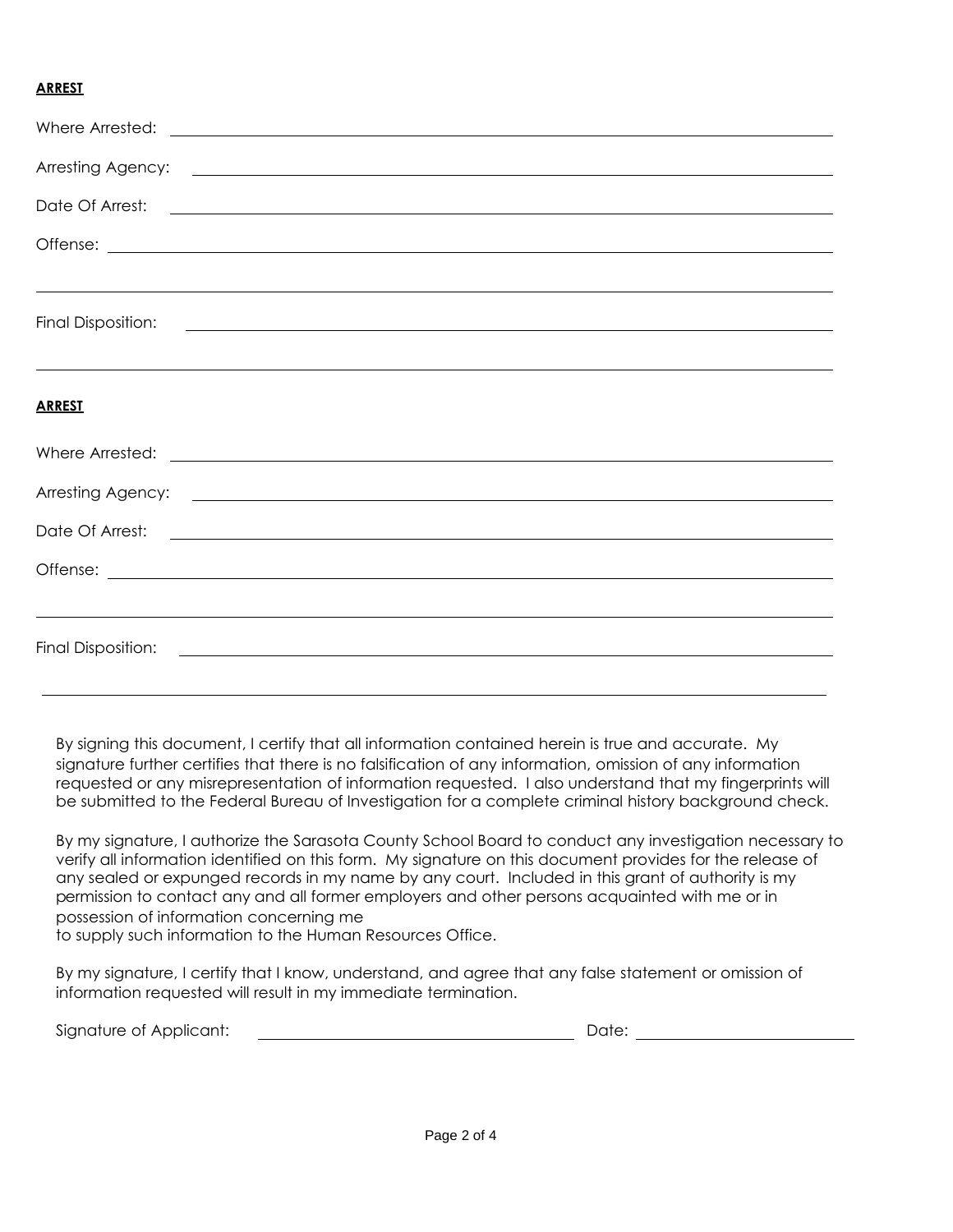**ARREST**

Where Arrested: \_\_\_\_\_\_\_\_\_\_\_\_\_\_\_\_\_\_\_\_\_\_\_\_\_\_\_\_\_\_\_\_\_\_\_\_\_\_\_\_

Arresting Agency: \_\_\_\_\_\_\_\_\_\_\_\_\_\_\_\_\_\_\_\_\_\_\_\_\_\_\_\_\_\_\_\_\_\_\_\_\_\_\_\_

Date Of Arrest: \_\_\_\_\_\_\_\_\_\_\_\_\_\_\_\_\_\_\_\_\_\_\_\_\_\_\_\_\_\_\_\_\_\_\_\_\_\_\_\_

Offense: \_\_\_\_\_\_\_\_\_\_\_\_\_\_\_\_\_\_\_\_\_\_\_\_\_\_\_\_\_\_\_\_\_\_\_\_\_\_\_\_

\_\_\_\_\_\_\_\_\_\_\_\_\_\_\_\_\_\_\_\_\_\_\_\_\_\_\_\_\_\_\_\_\_\_\_\_\_\_\_\_

Final Disposition: \_\_\_\_\_\_\_\_\_\_\_\_\_\_\_\_\_\_\_\_\_\_\_\_\_\_\_\_\_\_\_\_\_\_\_\_\_\_\_\_

\_\_\_\_\_\_\_\_\_\_\_\_\_\_\_\_\_\_\_\_\_\_\_\_\_\_\_\_\_\_\_\_\_\_\_\_\_\_\_\_

**ARREST**

Where Arrested: \_\_\_\_\_\_\_\_\_\_\_\_\_\_\_\_\_\_\_\_\_\_\_\_\_\_\_\_\_\_\_\_\_\_\_\_\_\_\_\_

Arresting Agency: \_\_\_\_\_\_\_\_\_\_\_\_\_\_\_\_\_\_\_\_\_\_\_\_\_\_\_\_\_\_\_\_\_\_\_\_\_\_\_\_

Date Of Arrest: \_\_\_\_\_\_\_\_\_\_\_\_\_\_\_\_\_\_\_\_\_\_\_\_\_\_\_\_\_\_\_\_\_\_\_\_\_\_\_\_

Offense: \_\_\_\_\_\_\_\_\_\_\_\_\_\_\_\_\_\_\_\_\_\_\_\_\_\_\_\_\_\_\_\_\_\_\_\_\_\_\_\_

\_\_\_\_\_\_\_\_\_\_\_\_\_\_\_\_\_\_\_\_\_\_\_\_\_\_\_\_\_\_\_\_\_\_\_\_\_\_\_\_

Final Disposition: \_\_\_\_\_\_\_\_\_\_\_\_\_\_\_\_\_\_\_\_\_\_\_\_\_\_\_\_\_\_\_\_\_\_\_\_\_\_\_\_

\_\_\_\_\_\_\_\_\_\_\_\_\_\_\_\_\_\_\_\_\_\_\_\_\_\_\_\_\_\_\_\_\_\_\_\_\_\_\_\_

By signing this document, I certify that all information contained herein is true and accurate. My signature further certifies that there is no falsification of any information, omission of any information requested or any misrepresentation of information requested. I also understand that my fingerprints will be submitted to the Federal Bureau of Investigation for a complete criminal history background check.

By my signature, I authorize the Sarasota County School Board to conduct any investigation necessary to verify all information identified on this form. My signature on this document provides for the release of any sealed or expunged records in my name by any court. Included in this grant of authority is my permission to contact any and all former employers and other persons acquainted with me or in possession of information concerning me
to supply such information to the Human Resources Office.

By my signature, I certify that I know, understand, and agree that any false statement or omission of information requested will result in my immediate termination.

Signature of Applicant: \_\_\_\_\_\_\_\_\_\_\_\_\_\_\_\_\_\_\_\_\_\_\_\_\_\_\_\_ Date: \_\_\_\_\_\_\_\_\_\_\_\_\_\_\_\_\_\_\_\_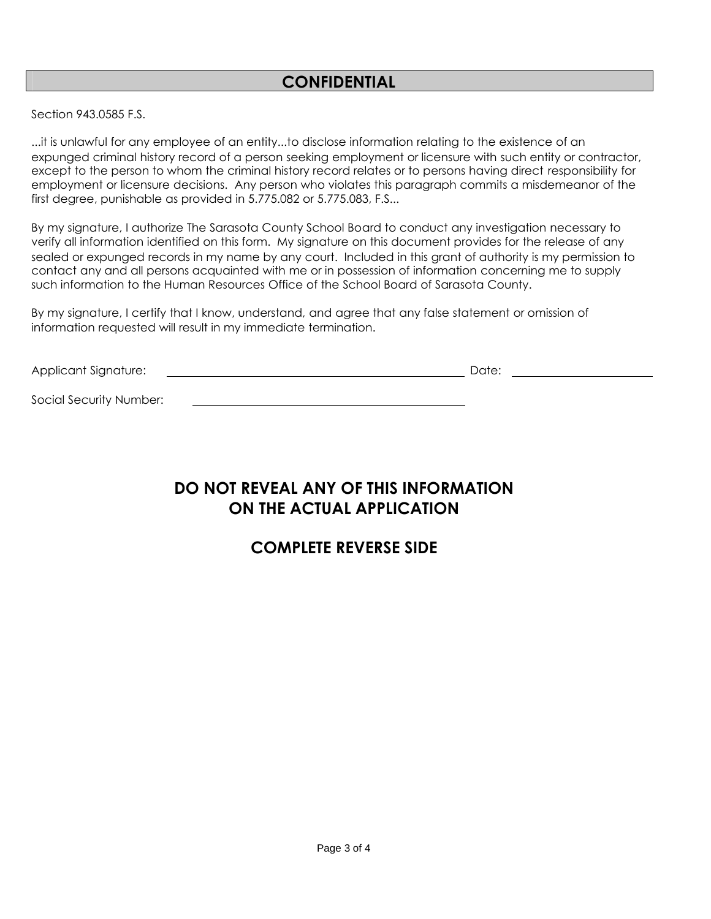## CONFIDENTIAL

Section 943.0585 F.S.

...it is unlawful for any employee of an entity...to disclose information relating to the existence of an expunged criminal history record of a person seeking employment or licensure with such entity or contractor, except to the person to whom the criminal history record relates or to persons having direct responsibility for employment or licensure decisions. Any person who violates this paragraph commits a misdemeanor of the first degree, punishable as provided in 5.775.082 or 5.775.083, F.S...

By my signature, I authorize The Sarasota County School Board to conduct any investigation necessary to verify all information identified on this form. My signature on this document provides for the release of any sealed or expunged records in my name by any court. Included in this grant of authority is my permission to contact any and all persons acquainted with me or in possession of information concerning me to supply such information to the Human Resources Office of the School Board of Sarasota County.

By my signature, I certify that I know, understand, and agree that any false statement or omission of information requested will result in my immediate termination.

Applicant Signature: ______________________________ Date: ______________

Social Security Number: ______________________________

## DO NOT REVEAL ANY OF THIS INFORMATION ON THE ACTUAL APPLICATION

## COMPLETE REVERSE SIDE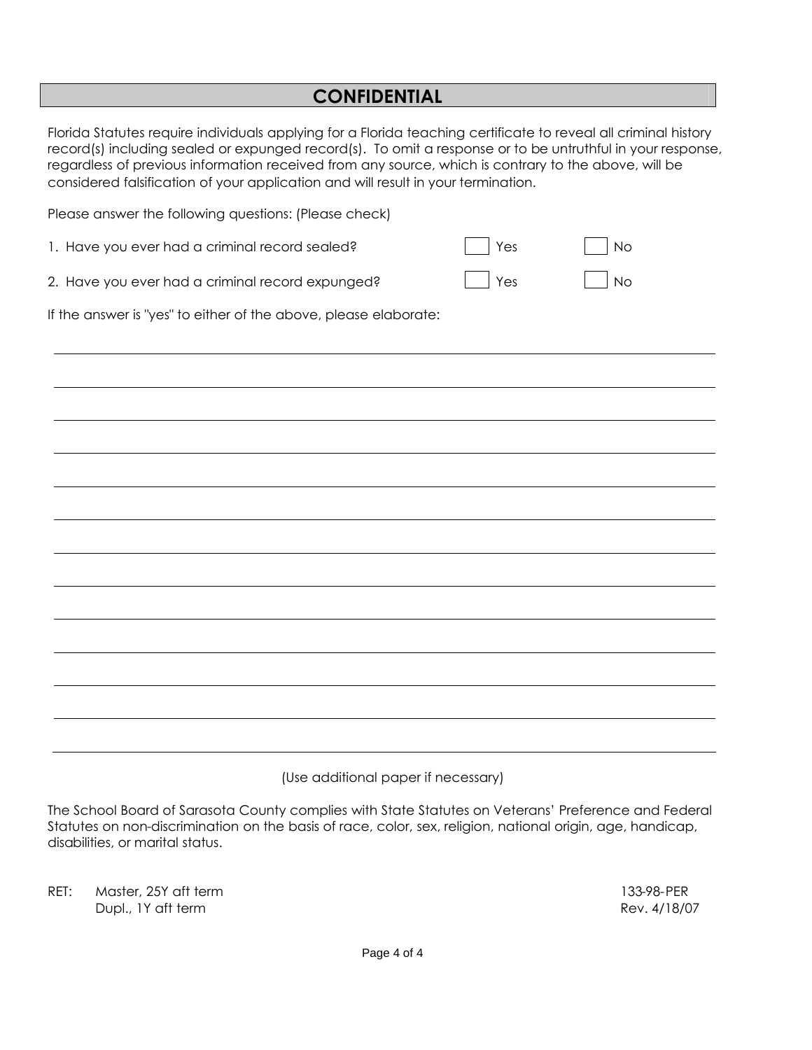# CONFIDENTIAL

Florida Statutes require individuals applying for a Florida teaching certificate to reveal all criminal history record(s) including sealed or expunged record(s). To omit a response or to be untruthful in your response, regardless of previous information received from any source, which is contrary to the above, will be considered falsification of your application and will result in your termination.

Please answer the following questions: (Please check)

1. Have you ever had a criminal record sealed? ☐ Yes ☐ No

2. Have you ever had a criminal record expunged? ☐ Yes ☐ No

If the answer is "yes" to either of the above, please elaborate:

\_\_\_\_\_\_\_\_\_\_\_\_\_\_\_\_\_\_\_\_\_\_\_\_\_\_\_\_\_\_\_\_\_\_\_\_\_\_\_\_\_\_\_\_\_\_\_\_\_\_\_\_\_\_\_\_\_\_\_\_\_\_\_\_\_\_\_\_\_\_\_\_\_\_\_\_\_\_

\_\_\_\_\_\_\_\_\_\_\_\_\_\_\_\_\_\_\_\_\_\_\_\_\_\_\_\_\_\_\_\_\_\_\_\_\_\_\_\_\_\_\_\_\_\_\_\_\_\_\_\_\_\_\_\_\_\_\_\_\_\_\_\_\_\_\_\_\_\_\_\_\_\_\_\_\_\_

\_\_\_\_\_\_\_\_\_\_\_\_\_\_\_\_\_\_\_\_\_\_\_\_\_\_\_\_\_\_\_\_\_\_\_\_\_\_\_\_\_\_\_\_\_\_\_\_\_\_\_\_\_\_\_\_\_\_\_\_\_\_\_\_\_\_\_\_\_\_\_\_\_\_\_\_\_\_

\_\_\_\_\_\_\_\_\_\_\_\_\_\_\_\_\_\_\_\_\_\_\_\_\_\_\_\_\_\_\_\_\_\_\_\_\_\_\_\_\_\_\_\_\_\_\_\_\_\_\_\_\_\_\_\_\_\_\_\_\_\_\_\_\_\_\_\_\_\_\_\_\_\_\_\_\_\_

\_\_\_\_\_\_\_\_\_\_\_\_\_\_\_\_\_\_\_\_\_\_\_\_\_\_\_\_\_\_\_\_\_\_\_\_\_\_\_\_\_\_\_\_\_\_\_\_\_\_\_\_\_\_\_\_\_\_\_\_\_\_\_\_\_\_\_\_\_\_\_\_\_\_\_\_\_\_

\_\_\_\_\_\_\_\_\_\_\_\_\_\_\_\_\_\_\_\_\_\_\_\_\_\_\_\_\_\_\_\_\_\_\_\_\_\_\_\_\_\_\_\_\_\_\_\_\_\_\_\_\_\_\_\_\_\_\_\_\_\_\_\_\_\_\_\_\_\_\_\_\_\_\_\_\_\_

\_\_\_\_\_\_\_\_\_\_\_\_\_\_\_\_\_\_\_\_\_\_\_\_\_\_\_\_\_\_\_\_\_\_\_\_\_\_\_\_\_\_\_\_\_\_\_\_\_\_\_\_\_\_\_\_\_\_\_\_\_\_\_\_\_\_\_\_\_\_\_\_\_\_\_\_\_\_

\_\_\_\_\_\_\_\_\_\_\_\_\_\_\_\_\_\_\_\_\_\_\_\_\_\_\_\_\_\_\_\_\_\_\_\_\_\_\_\_\_\_\_\_\_\_\_\_\_\_\_\_\_\_\_\_\_\_\_\_\_\_\_\_\_\_\_\_\_\_\_\_\_\_\_\_\_\_

\_\_\_\_\_\_\_\_\_\_\_\_\_\_\_\_\_\_\_\_\_\_\_\_\_\_\_\_\_\_\_\_\_\_\_\_\_\_\_\_\_\_\_\_\_\_\_\_\_\_\_\_\_\_\_\_\_\_\_\_\_\_\_\_\_\_\_\_\_\_\_\_\_\_\_\_\_\_

\_\_\_\_\_\_\_\_\_\_\_\_\_\_\_\_\_\_\_\_\_\_\_\_\_\_\_\_\_\_\_\_\_\_\_\_\_\_\_\_\_\_\_\_\_\_\_\_\_\_\_\_\_\_\_\_\_\_\_\_\_\_\_\_\_\_\_\_\_\_\_\_\_\_\_\_\_\_

\_\_\_\_\_\_\_\_\_\_\_\_\_\_\_\_\_\_\_\_\_\_\_\_\_\_\_\_\_\_\_\_\_\_\_\_\_\_\_\_\_\_\_\_\_\_\_\_\_\_\_\_\_\_\_\_\_\_\_\_\_\_\_\_\_\_\_\_\_\_\_\_\_\_\_\_\_\_

\_\_\_\_\_\_\_\_\_\_\_\_\_\_\_\_\_\_\_\_\_\_\_\_\_\_\_\_\_\_\_\_\_\_\_\_\_\_\_\_\_\_\_\_\_\_\_\_\_\_\_\_\_\_\_\_\_\_\_\_\_\_\_\_\_\_\_\_\_\_\_\_\_\_\_\_\_\_

(Use additional paper if necessary)

The School Board of Sarasota County complies with State Statutes on Veterans' Preference and Federal Statutes on non-discrimination on the basis of race, color, sex, religion, national origin, age, handicap, disabilities, or marital status.

RET: Master, 25Y aft term
Dupl., 1Y aft term

133-98-PER
Rev. 4/18/07